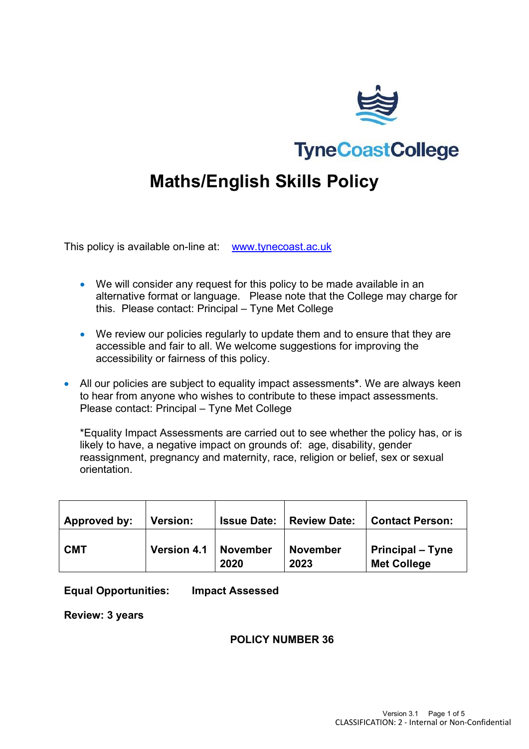TyneCoastCollege

# Maths/English Skills Policy

This policy is available on-line at: [www.tynecoast.ac.uk](http://www.tynecoast.ac.uk)

- We will consider any request for this policy to be made available in an alternative format or language. Please note that the College may charge for this. Please contact: Principal – Tyne Met College

- We review our policies regularly to update them and to ensure that they are accessible and fair to all. We welcome suggestions for improving the accessibility or fairness of this policy.

- All our policies are subject to equality impact assessments*. We are always keen to hear from anyone who wishes to contribute to these impact assessments. Please contact: Principal – Tyne Met College

  *Equality Impact Assessments are carried out to see whether the policy has, or is likely to have, a negative impact on grounds of: age, disability, gender reassignment, pregnancy and maternity, race, religion or belief, sex or sexual orientation.

| Approved by: | Version: | Issue Date: | Review Date: | Contact Person: |
|---|---|---|---|---|
| CMT | Version 4.1 | November 2020 | November 2023 | Principal – Tyne Met College |

**Equal Opportunities:** **Impact Assessed**

**Review: 3 years**

**POLICY NUMBER 36**

CLASSIFICATION: 2 - Internal or Non-Confidential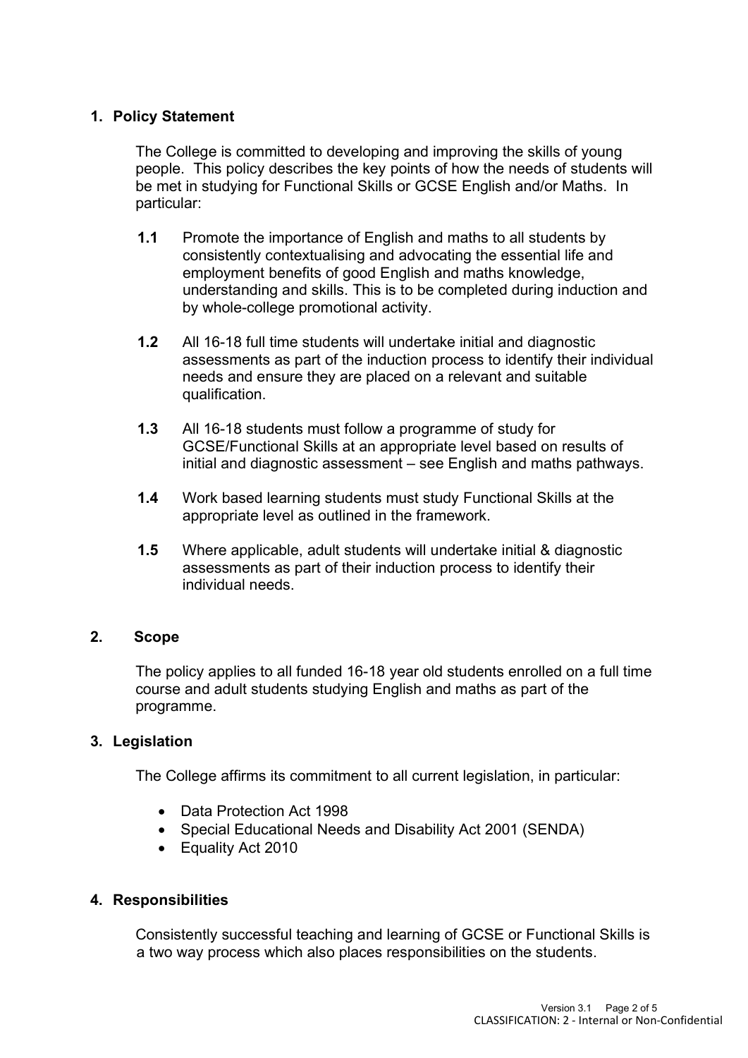## 1. Policy Statement

The College is committed to developing and improving the skills of young people. This policy describes the key points of how the needs of students will be met in studying for Functional Skills or GCSE English and/or Maths. In particular:

**1.1** Promote the importance of English and maths to all students by consistently contextualising and advocating the essential life and employment benefits of good English and maths knowledge, understanding and skills. This is to be completed during induction and by whole-college promotional activity.

**1.2** All 16-18 full time students will undertake initial and diagnostic assessments as part of the induction process to identify their individual needs and ensure they are placed on a relevant and suitable qualification.

**1.3** All 16-18 students must follow a programme of study for GCSE/Functional Skills at an appropriate level based on results of initial and diagnostic assessment – see English and maths pathways.

**1.4** Work based learning students must study Functional Skills at the appropriate level as outlined in the framework.

**1.5** Where applicable, adult students will undertake initial & diagnostic assessments as part of their induction process to identify their individual needs.

## 2. Scope

The policy applies to all funded 16-18 year old students enrolled on a full time course and adult students studying English and maths as part of the programme.

## 3. Legislation

The College affirms its commitment to all current legislation, in particular:

- Data Protection Act 1998
- Special Educational Needs and Disability Act 2001 (SENDA)
- Equality Act 2010

## 4. Responsibilities

Consistently successful teaching and learning of GCSE or Functional Skills is a two way process which also places responsibilities on the students.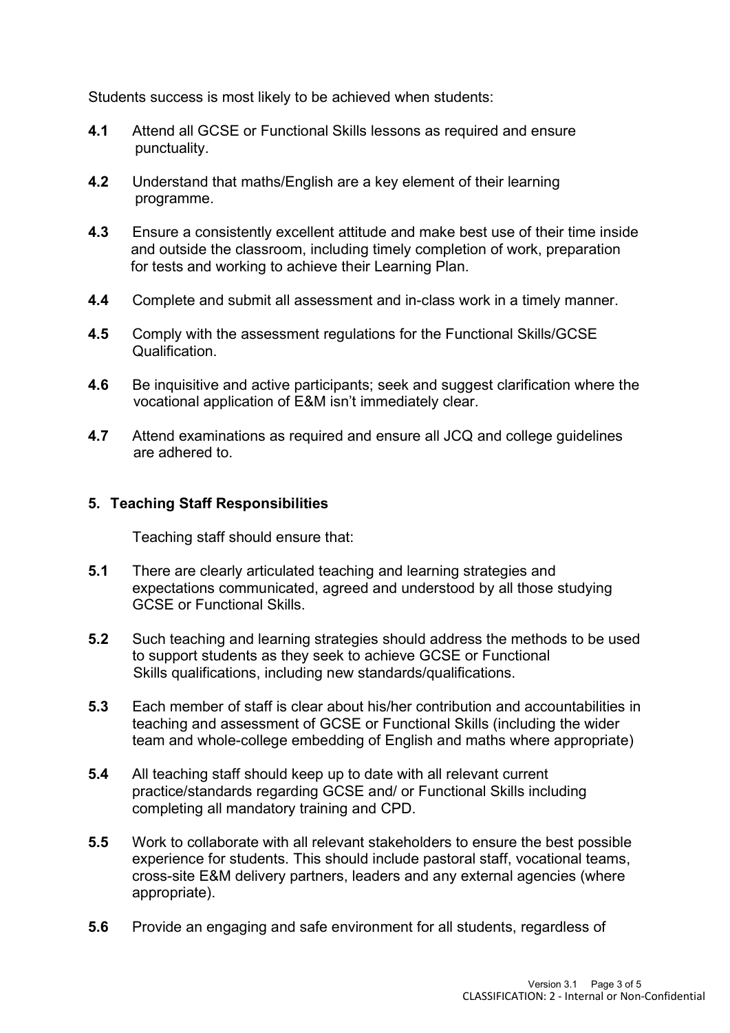Students success is most likely to be achieved when students:

**4.1** Attend all GCSE or Functional Skills lessons as required and ensure punctuality.

**4.2** Understand that maths/English are a key element of their learning programme.

**4.3** Ensure a consistently excellent attitude and make best use of their time inside and outside the classroom, including timely completion of work, preparation for tests and working to achieve their Learning Plan.

**4.4** Complete and submit all assessment and in-class work in a timely manner.

**4.5** Comply with the assessment regulations for the Functional Skills/GCSE Qualification.

**4.6** Be inquisitive and active participants; seek and suggest clarification where the vocational application of E&M isn't immediately clear.

**4.7** Attend examinations as required and ensure all JCQ and college guidelines are adhered to.

## 5. Teaching Staff Responsibilities

Teaching staff should ensure that:

**5.1** There are clearly articulated teaching and learning strategies and expectations communicated, agreed and understood by all those studying GCSE or Functional Skills.

**5.2** Such teaching and learning strategies should address the methods to be used to support students as they seek to achieve GCSE or Functional Skills qualifications, including new standards/qualifications.

**5.3** Each member of staff is clear about his/her contribution and accountabilities in teaching and assessment of GCSE or Functional Skills (including the wider team and whole-college embedding of English and maths where appropriate)

**5.4** All teaching staff should keep up to date with all relevant current practice/standards regarding GCSE and/ or Functional Skills including completing all mandatory training and CPD.

**5.5** Work to collaborate with all relevant stakeholders to ensure the best possible experience for students. This should include pastoral staff, vocational teams, cross-site E&M delivery partners, leaders and any external agencies (where appropriate).

**5.6** Provide an engaging and safe environment for all students, regardless of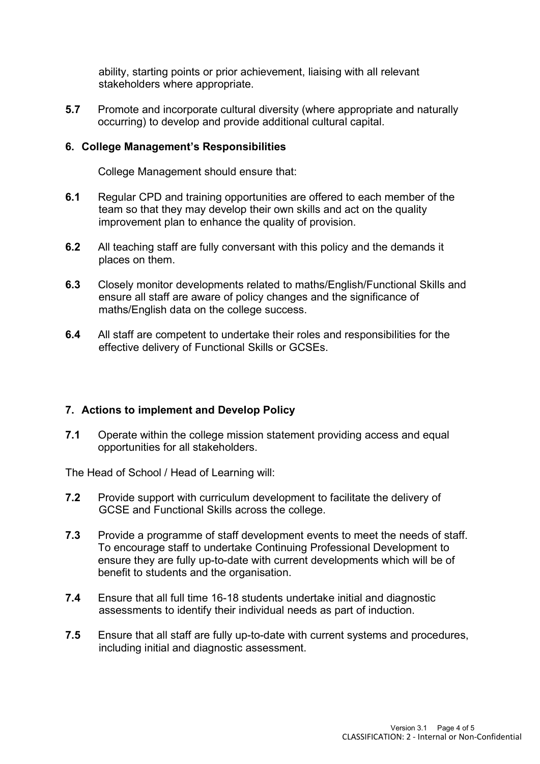ability, starting points or prior achievement, liaising with all relevant stakeholders where appropriate.

**5.7** Promote and incorporate cultural diversity (where appropriate and naturally occurring) to develop and provide additional cultural capital.

## 6. College Management's Responsibilities

College Management should ensure that:

**6.1** Regular CPD and training opportunities are offered to each member of the team so that they may develop their own skills and act on the quality improvement plan to enhance the quality of provision.

**6.2** All teaching staff are fully conversant with this policy and the demands it places on them.

**6.3** Closely monitor developments related to maths/English/Functional Skills and ensure all staff are aware of policy changes and the significance of maths/English data on the college success.

**6.4** All staff are competent to undertake their roles and responsibilities for the effective delivery of Functional Skills or GCSEs.

## 7. Actions to implement and Develop Policy

**7.1** Operate within the college mission statement providing access and equal opportunities for all stakeholders.

The Head of School / Head of Learning will:

**7.2** Provide support with curriculum development to facilitate the delivery of GCSE and Functional Skills across the college.

**7.3** Provide a programme of staff development events to meet the needs of staff. To encourage staff to undertake Continuing Professional Development to ensure they are fully up-to-date with current developments which will be of benefit to students and the organisation.

**7.4** Ensure that all full time 16-18 students undertake initial and diagnostic assessments to identify their individual needs as part of induction.

**7.5** Ensure that all staff are fully up-to-date with current systems and procedures, including initial and diagnostic assessment.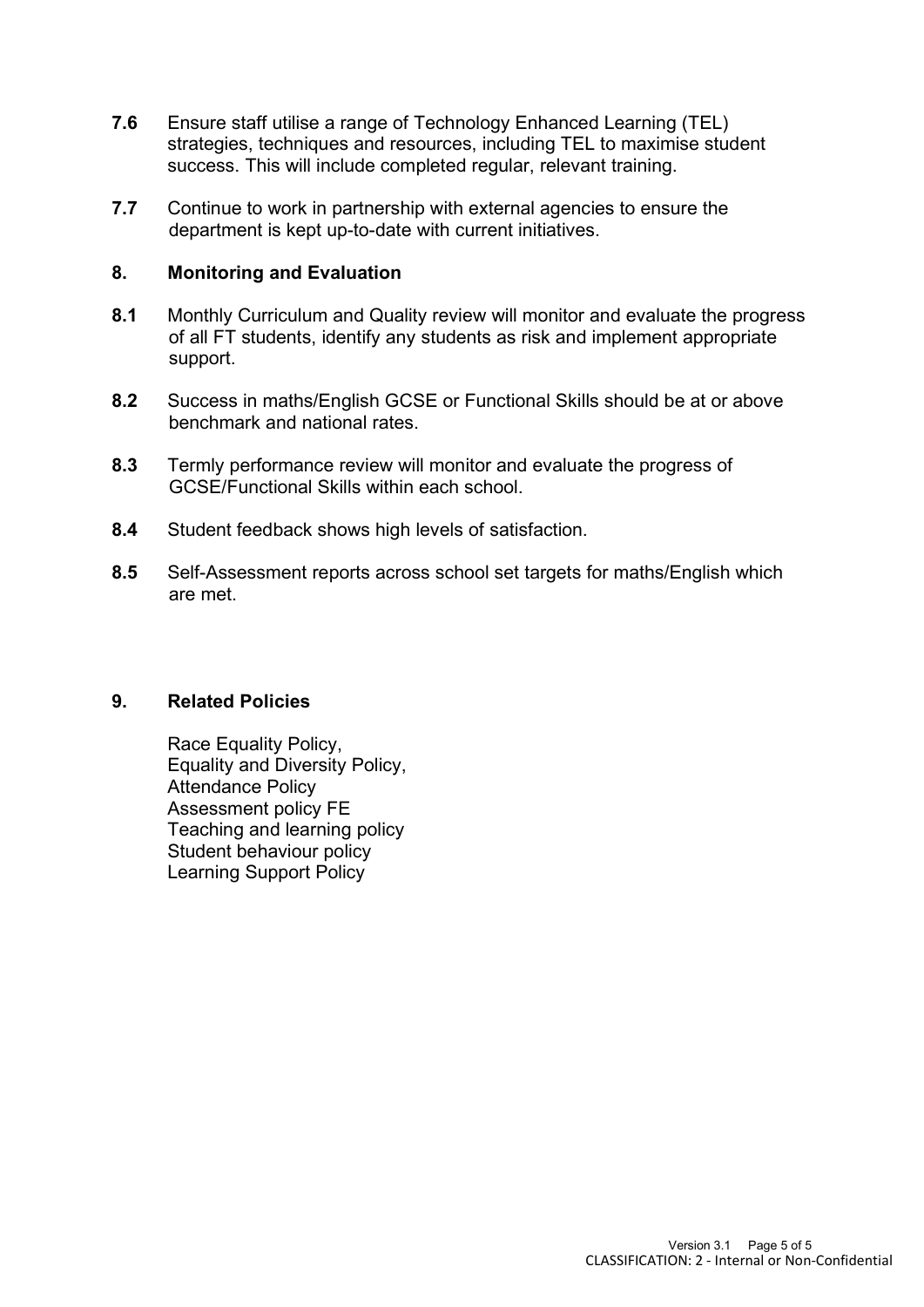**7.6** Ensure staff utilise a range of Technology Enhanced Learning (TEL) strategies, techniques and resources, including TEL to maximise student success. This will include completed regular, relevant training.

**7.7** Continue to work in partnership with external agencies to ensure the department is kept up-to-date with current initiatives.

## 8. Monitoring and Evaluation

**8.1** Monthly Curriculum and Quality review will monitor and evaluate the progress of all FT students, identify any students as risk and implement appropriate support.

**8.2** Success in maths/English GCSE or Functional Skills should be at or above benchmark and national rates.

**8.3** Termly performance review will monitor and evaluate the progress of GCSE/Functional Skills within each school.

**8.4** Student feedback shows high levels of satisfaction.

**8.5** Self-Assessment reports across school set targets for maths/English which are met.

## 9. Related Policies

Race Equality Policy,
Equality and Diversity Policy,
Attendance Policy
Assessment policy FE
Teaching and learning policy
Student behaviour policy
Learning Support Policy